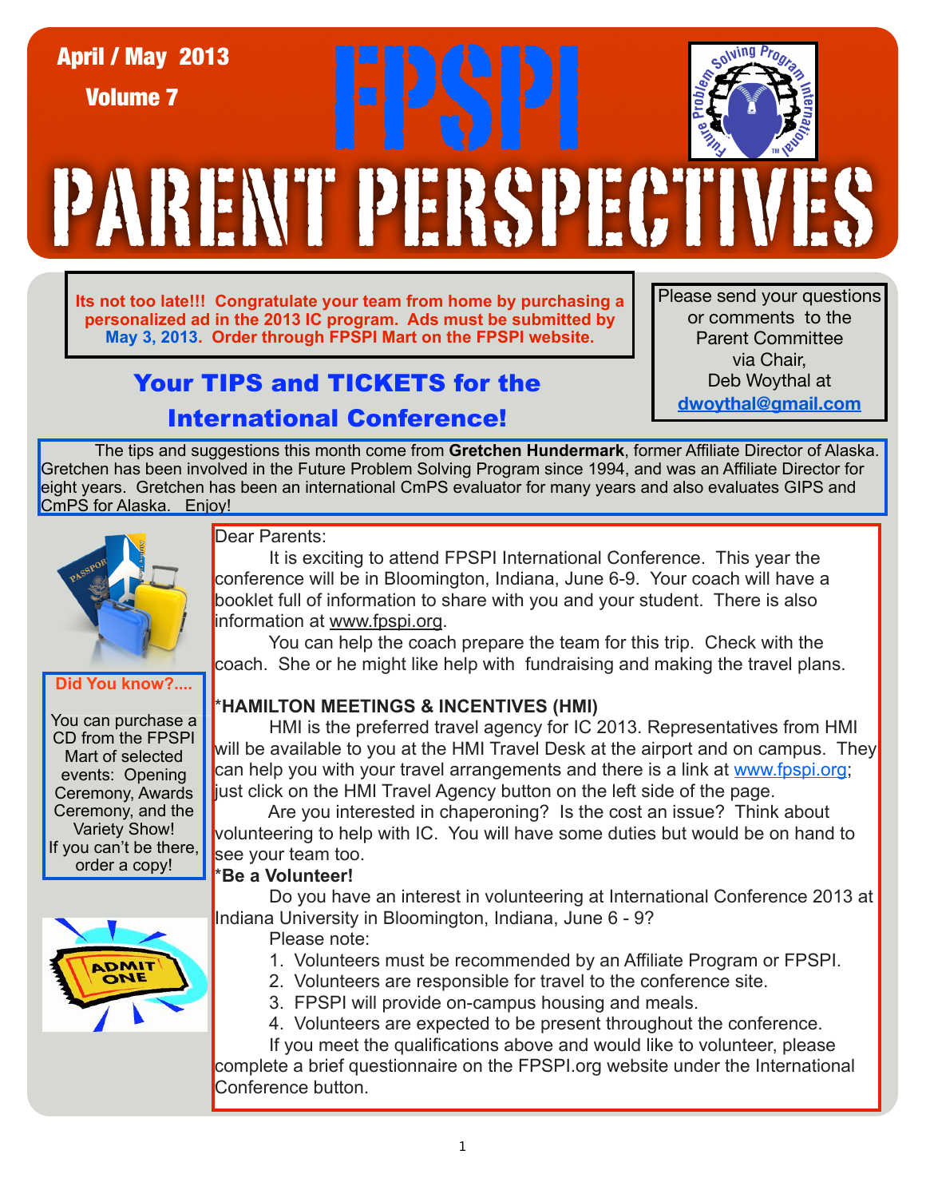April / May 2013

Volume 7

# FPSPI PARENT PERSPECTIVES

**Its not too late!!! Congratulate your team from home by purchasing a personalized ad in the 2013 IC program. Ads must be submitted by May 3, 2013. Order through FPSPI Mart on the FPSPI website.**

Please send your questions or comments to the Parent Committee via Chair, Deb Woythal at **dwoythal@gmail.com**

## Your TIPS and TICKETS for the International Conference!

The tips and suggestions this month come from **Gretchen Hundermark**, former Affiliate Director of Alaska. Gretchen has been involved in the Future Problem Solving Program since 1994, and was an Affiliate Director for eight years. Gretchen has been an international CmPS evaluator for many years and also evaluates GIPS and CmPS for Alaska. Enjoy!

**Did You know?....**

You can purchase a CD from the FPSPI Mart of selected events: Opening Ceremony, Awards Ceremony, and the Variety Show! If you can't be there, order a copy!

Dear Parents:

It is exciting to attend FPSPI International Conference. This year the conference will be in Bloomington, Indiana, June 6-9. Your coach will have a booklet full of information to share with you and your student. There is also information at www.fpspi.org.

You can help the coach prepare the team for this trip. Check with the coach. She or he might like help with fundraising and making the travel plans.

*__HAMILTON MEETINGS & INCENTIVES (HMI)__

HMI is the preferred travel agency for IC 2013. Representatives from HMI will be available to you at the HMI Travel Desk at the airport and on campus. They can help you with your travel arrangements and there is a link at www.fpspi.org; just click on the HMI Travel Agency button on the left side of the page.

Are you interested in chaperoning? Is the cost an issue? Think about volunteering to help with IC. You will have some duties but would be on hand to see your team too.

*__Be a Volunteer!__

Do you have an interest in volunteering at International Conference 2013 at Indiana University in Bloomington, Indiana, June 6 - 9?

Please note:

1. Volunteers must be recommended by an Affiliate Program or FPSPI.
2. Volunteers are responsible for travel to the conference site.
3. FPSPI will provide on-campus housing and meals.
4. Volunteers are expected to be present throughout the conference.

If you meet the qualifications above and would like to volunteer, please complete a brief questionnaire on the FPSPI.org website under the International Conference button.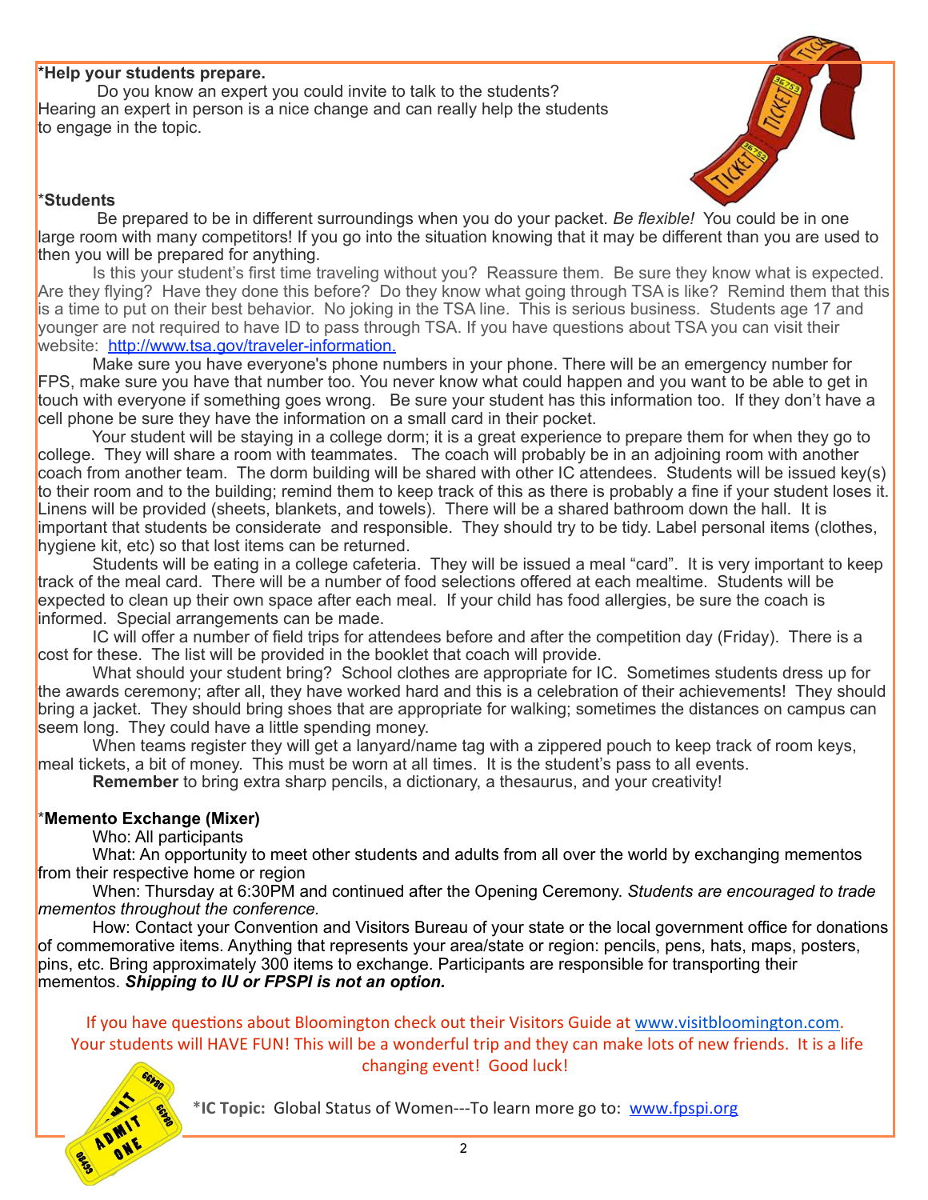**\*Help your students prepare.**

Do you know an expert you could invite to talk to the students? Hearing an expert in person is a nice change and can really help the students to engage in the topic.

**\*Students**

Be prepared to be in different surroundings when you do your packet. *Be flexible!* You could be in one large room with many competitors! If you go into the situation knowing that it may be different than you are used to then you will be prepared for anything.

Is this your student's first time traveling without you? Reassure them. Be sure they know what is expected. Are they flying? Have they done this before? Do they know what going through TSA is like? Remind them that this is a time to put on their best behavior. No joking in the TSA line. This is serious business. Students age 17 and younger are not required to have ID to pass through TSA. If you have questions about TSA you can visit their website: [http://www.tsa.gov/traveler-information.](http://www.tsa.gov/traveler-information)

Make sure you have everyone's phone numbers in your phone. There will be an emergency number for FPS, make sure you have that number too. You never know what could happen and you want to be able to get in touch with everyone if something goes wrong. Be sure your student has this information too. If they don't have a cell phone be sure they have the information on a small card in their pocket.

Your student will be staying in a college dorm; it is a great experience to prepare them for when they go to college. They will share a room with teammates. The coach will probably be in an adjoining room with another coach from another team. The dorm building will be shared with other IC attendees. Students will be issued key(s) to their room and to the building; remind them to keep track of this as there is probably a fine if your student loses it. Linens will be provided (sheets, blankets, and towels). There will be a shared bathroom down the hall. It is important that students be considerate and responsible. They should try to be tidy. Label personal items (clothes, hygiene kit, etc) so that lost items can be returned.

Students will be eating in a college cafeteria. They will be issued a meal "card". It is very important to keep track of the meal card. There will be a number of food selections offered at each mealtime. Students will be expected to clean up their own space after each meal. If your child has food allergies, be sure the coach is informed. Special arrangements can be made.

IC will offer a number of field trips for attendees before and after the competition day (Friday). There is a cost for these. The list will be provided in the booklet that coach will provide.

What should your student bring? School clothes are appropriate for IC. Sometimes students dress up for the awards ceremony; after all, they have worked hard and this is a celebration of their achievements! They should bring a jacket. They should bring shoes that are appropriate for walking; sometimes the distances on campus can seem long. They could have a little spending money.

When teams register they will get a lanyard/name tag with a zippered pouch to keep track of room keys, meal tickets, a bit of money. This must be worn at all times. It is the student's pass to all events.

**Remember** to bring extra sharp pencils, a dictionary, a thesaurus, and your creativity!

**\*Memento Exchange (Mixer)**

Who: All participants

What: An opportunity to meet other students and adults from all over the world by exchanging mementos from their respective home or region

When: Thursday at 6:30PM and continued after the Opening Ceremony. *Students are encouraged to trade mementos throughout the conference.*

How: Contact your Convention and Visitors Bureau of your state or the local government office for donations of commemorative items. Anything that represents your area/state or region: pencils, pens, hats, maps, posters, pins, etc. Bring approximately 300 items to exchange. Participants are responsible for transporting their mementos. ***Shipping to IU or FPSPI is not an option.***

If you have questions about Bloomington check out their Visitors Guide at [www.visitbloomington.com](http://www.visitbloomington.com). Your students will HAVE FUN! This will be a wonderful trip and they can make lots of new friends. It is a life changing event! Good luck!

\***IC Topic:** Global Status of Women---To learn more go to: [www.fpspi.org](http://www.fpspi.org)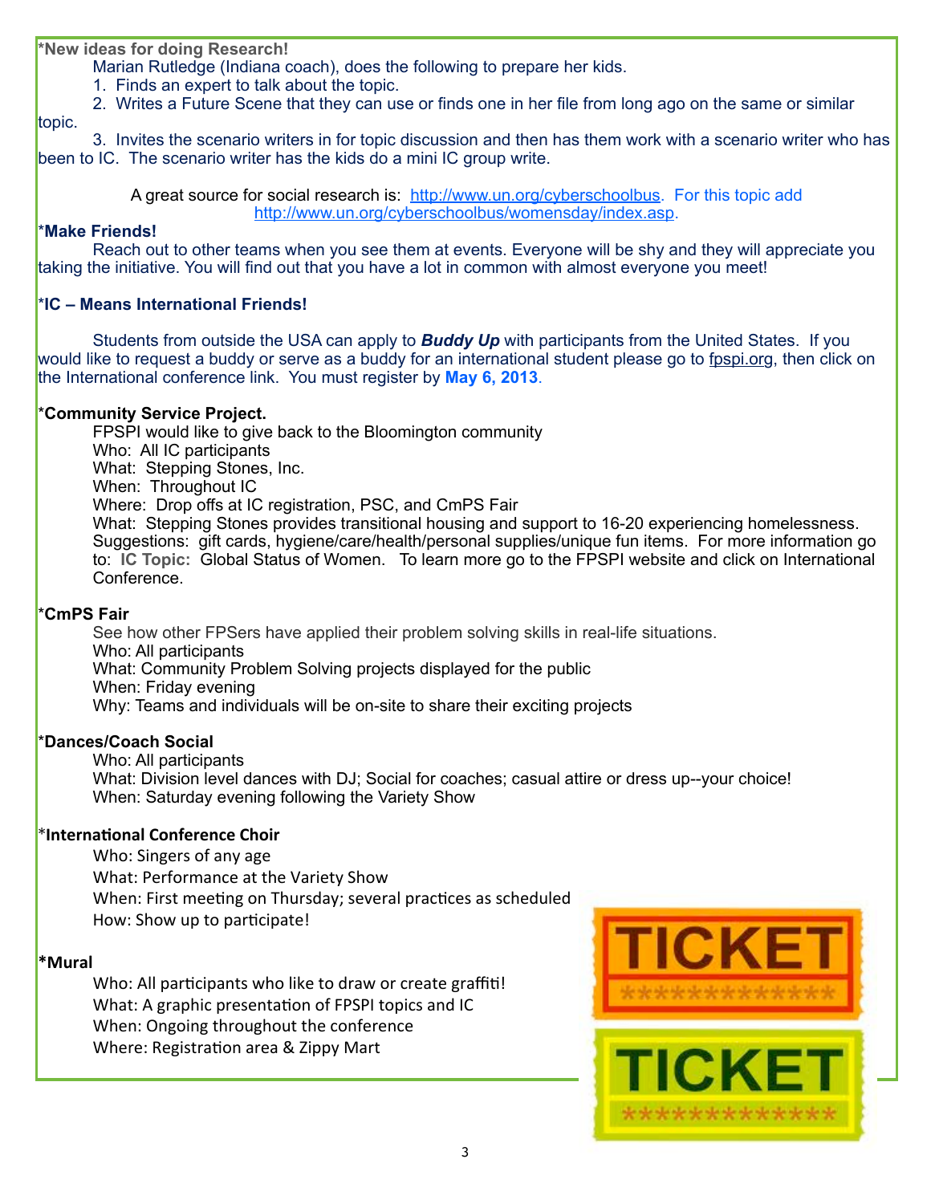**\*New ideas for doing Research!**

Marian Rutledge (Indiana coach), does the following to prepare her kids.

1. Finds an expert to talk about the topic.
2. Writes a Future Scene that they can use or finds one in her file from long ago on the same or similar topic.
3. Invites the scenario writers in for topic discussion and then has them work with a scenario writer who has been to IC. The scenario writer has the kids do a mini IC group write.

A great source for social research is: http://www.un.org/cyberschoolbus. For this topic add http://www.un.org/cyberschoolbus/womensday/index.asp.

**\*Make Friends!**

Reach out to other teams when you see them at events. Everyone will be shy and they will appreciate you taking the initiative. You will find out that you have a lot in common with almost everyone you meet!

**\*IC – Means International Friends!**

Students from outside the USA can apply to ***Buddy Up*** with participants from the United States. If you would like to request a buddy or serve as a buddy for an international student please go to fpspi.org, then click on the International conference link. You must register by **May 6, 2013**.

**\*Community Service Project.**

FPSPI would like to give back to the Bloomington community
Who: All IC participants
What: Stepping Stones, Inc.
When: Throughout IC
Where: Drop offs at IC registration, PSC, and CmPS Fair
What: Stepping Stones provides transitional housing and support to 16-20 experiencing homelessness.
Suggestions: gift cards, hygiene/care/health/personal supplies/unique fun items. For more information go to: **IC Topic:** Global Status of Women. To learn more go to the FPSPI website and click on International Conference.

**\*CmPS Fair**

See how other FPSers have applied their problem solving skills in real-life situations.
Who: All participants
What: Community Problem Solving projects displayed for the public
When: Friday evening
Why: Teams and individuals will be on-site to share their exciting projects

**\*Dances/Coach Social**

Who: All participants
What: Division level dances with DJ; Social for coaches; casual attire or dress up--your choice!
When: Saturday evening following the Variety Show

**\*International Conference Choir**

Who: Singers of any age
What: Performance at the Variety Show
When: First meeting on Thursday; several practices as scheduled
How: Show up to participate!

**\*Mural**

Who: All participants who like to draw or create graffiti!
What: A graphic presentation of FPSPI topics and IC
When: Ongoing throughout the conference
Where: Registration area & Zippy Mart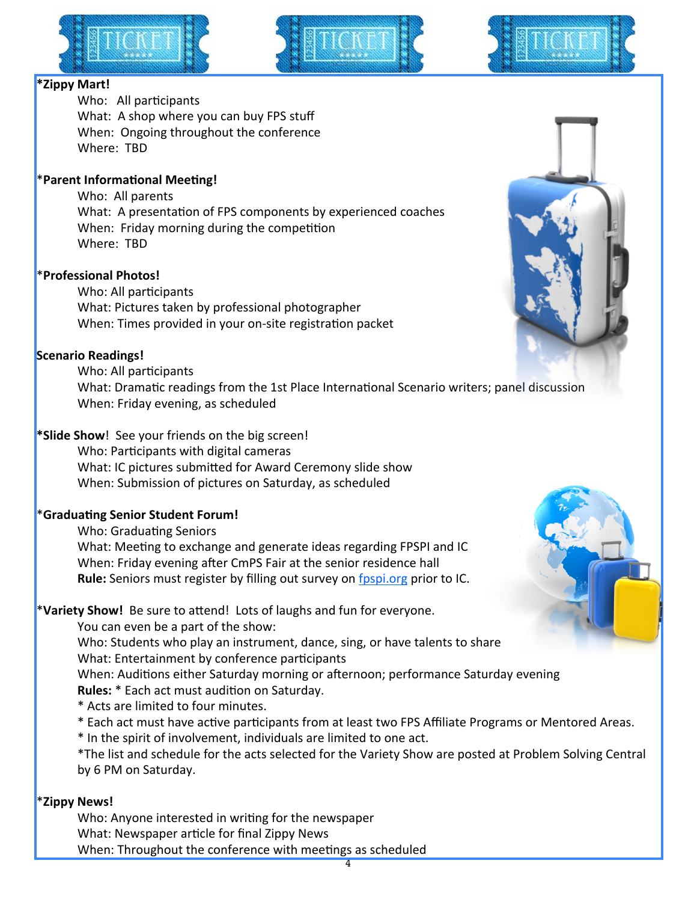**\*Zippy Mart!**

Who: All participants
What: A shop where you can buy FPS stuff
When: Ongoing throughout the conference
Where: TBD

\***Parent Informational Meeting!**

Who: All parents
What: A presentation of FPS components by experienced coaches
When: Friday morning during the competition
Where: TBD

\***Professional Photos!**

Who: All participants
What: Pictures taken by professional photographer
When: Times provided in your on-site registration packet

**Scenario Readings!**

Who: All participants
What: Dramatic readings from the 1st Place International Scenario writers; panel discussion
When: Friday evening, as scheduled

**\*Slide Show**! See your friends on the big screen!

Who: Participants with digital cameras
What: IC pictures submitted for Award Ceremony slide show
When: Submission of pictures on Saturday, as scheduled

\***Graduating Senior Student Forum!**

Who: Graduating Seniors
What: Meeting to exchange and generate ideas regarding FPSPI and IC
When: Friday evening after CmPS Fair at the senior residence hall
**Rule:** Seniors must register by filling out survey on [fpspi.org](fpspi.org) prior to IC.

\***Variety Show!** Be sure to attend! Lots of laughs and fun for everyone.

You can even be a part of the show:
Who: Students who play an instrument, dance, sing, or have talents to share
What: Entertainment by conference participants
When: Auditions either Saturday morning or afternoon; performance Saturday evening
**Rules:** * Each act must audition on Saturday.
* Acts are limited to four minutes.
* Each act must have active participants from at least two FPS Affiliate Programs or Mentored Areas.
* In the spirit of involvement, individuals are limited to one act.
*The list and schedule for the acts selected for the Variety Show are posted at Problem Solving Central by 6 PM on Saturday.

\***Zippy News!**

Who: Anyone interested in writing for the newspaper
What: Newspaper article for final Zippy News
When: Throughout the conference with meetings as scheduled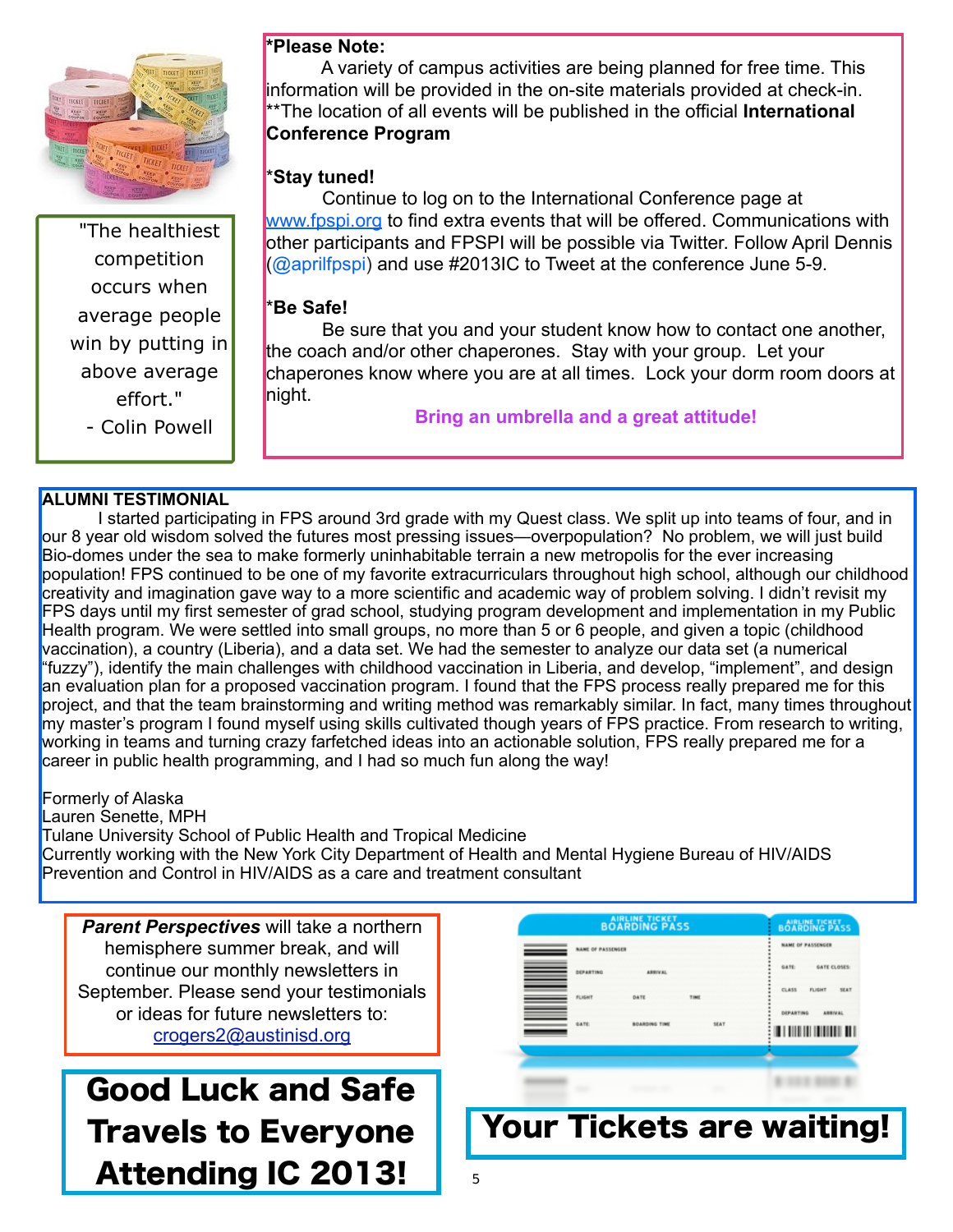"The healthiest competition occurs when average people win by putting in above average effort."
- Colin Powell

**\*Please Note:**

A variety of campus activities are being planned for free time. This information will be provided in the on-site materials provided at check-in.
\*\*The location of all events will be published in the official **International Conference Program**

**\*Stay tuned!**

Continue to log on to the International Conference page at www.fpspi.org to find extra events that will be offered. Communications with other participants and FPSPI will be possible via Twitter. Follow April Dennis (@aprilfpspi) and use #2013IC to Tweet at the conference June 5-9.

**\*Be Safe!**

Be sure that you and your student know how to contact one another, the coach and/or other chaperones. Stay with your group. Let your chaperones know where you are at all times. Lock your dorm room doors at night.

**Bring an umbrella and a great attitude!**

**ALUMNI TESTIMONIAL**

I started participating in FPS around 3rd grade with my Quest class. We split up into teams of four, and in our 8 year old wisdom solved the futures most pressing issues—overpopulation? No problem, we will just build Bio-domes under the sea to make formerly uninhabitable terrain a new metropolis for the ever increasing population! FPS continued to be one of my favorite extracurriculars throughout high school, although our childhood creativity and imagination gave way to a more scientific and academic way of problem solving. I didn't revisit my FPS days until my first semester of grad school, studying program development and implementation in my Public Health program. We were settled into small groups, no more than 5 or 6 people, and given a topic (childhood vaccination), a country (Liberia), and a data set. We had the semester to analyze our data set (a numerical "fuzzy"), identify the main challenges with childhood vaccination in Liberia, and develop, "implement", and design an evaluation plan for a proposed vaccination program. I found that the FPS process really prepared me for this project, and that the team brainstorming and writing method was remarkably similar. In fact, many times throughout my master's program I found myself using skills cultivated though years of FPS practice. From research to writing, working in teams and turning crazy farfetched ideas into an actionable solution, FPS really prepared me for a career in public health programming, and I had so much fun along the way!

Formerly of Alaska
Lauren Senette, MPH
Tulane University School of Public Health and Tropical Medicine
Currently working with the New York City Department of Health and Mental Hygiene Bureau of HIV/AIDS Prevention and Control in HIV/AIDS as a care and treatment consultant

***Parent Perspectives*** will take a northern hemisphere summer break, and will continue our monthly newsletters in September. Please send your testimonials or ideas for future newsletters to: crogers2@austinisd.org

**Good Luck and Safe Travels to Everyone Attending IC 2013!**

**Your Tickets are waiting!**